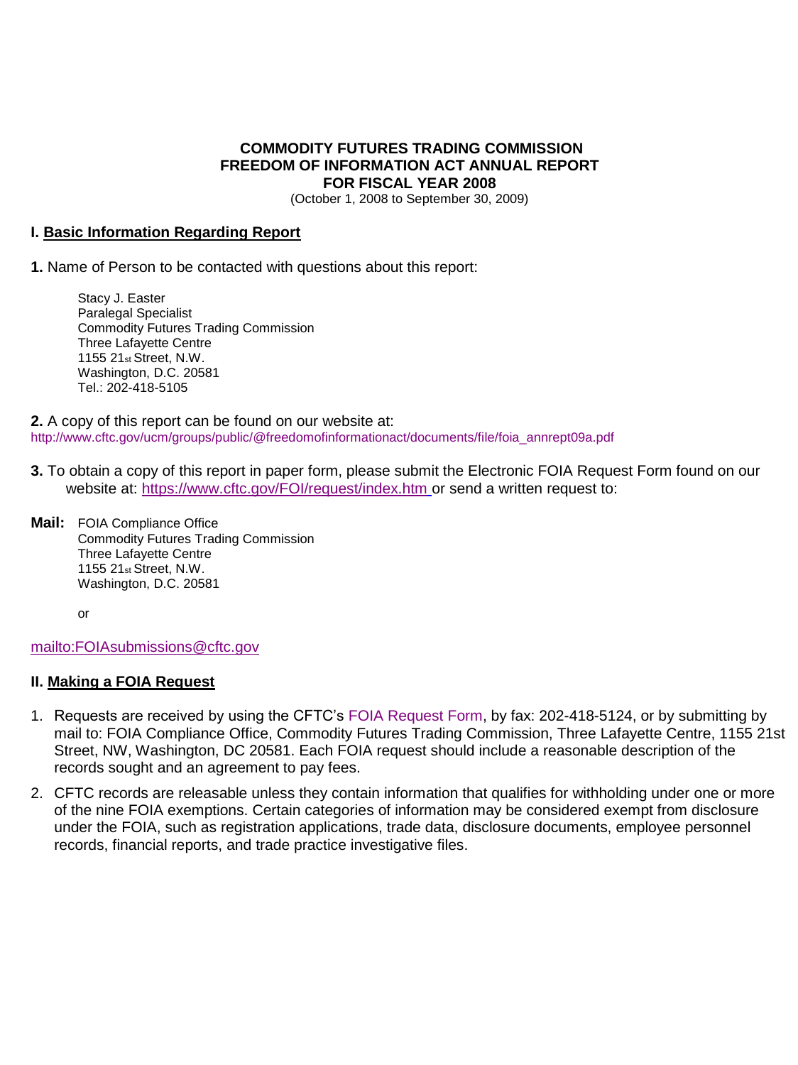**COMMODITY FUTURES TRADING COMMISSION**
**FREEDOM OF INFORMATION ACT ANNUAL REPORT**
**FOR FISCAL YEAR 2008**
(October 1, 2008 to September 30, 2009)

## I. Basic Information Regarding Report

**1.** Name of Person to be contacted with questions about this report:

Stacy J. Easter
Paralegal Specialist
Commodity Futures Trading Commission
Three Lafayette Centre
1155 21st Street, N.W.
Washington, D.C. 20581
Tel.: 202-418-5105

**2.** A copy of this report can be found on our website at:
http://www.cftc.gov/ucm/groups/public/@freedomofinformationact/documents/file/foia_annrept09a.pdf

**3.** To obtain a copy of this report in paper form, please submit the Electronic FOIA Request Form found on our website at: https://www.cftc.gov/FOI/request/index.htm or send a written request to:

**Mail:** FOIA Compliance Office
Commodity Futures Trading Commission
Three Lafayette Centre
1155 21st Street, N.W.
Washington, D.C. 20581

or

mailto:FOIAsubmissions@cftc.gov

## II. Making a FOIA Request

1. Requests are received by using the CFTC's FOIA Request Form, by fax: 202-418-5124, or by submitting by mail to: FOIA Compliance Office, Commodity Futures Trading Commission, Three Lafayette Centre, 1155 21st Street, NW, Washington, DC 20581. Each FOIA request should include a reasonable description of the records sought and an agreement to pay fees.
2. CFTC records are releasable unless they contain information that qualifies for withholding under one or more of the nine FOIA exemptions. Certain categories of information may be considered exempt from disclosure under the FOIA, such as registration applications, trade data, disclosure documents, employee personnel records, financial reports, and trade practice investigative files.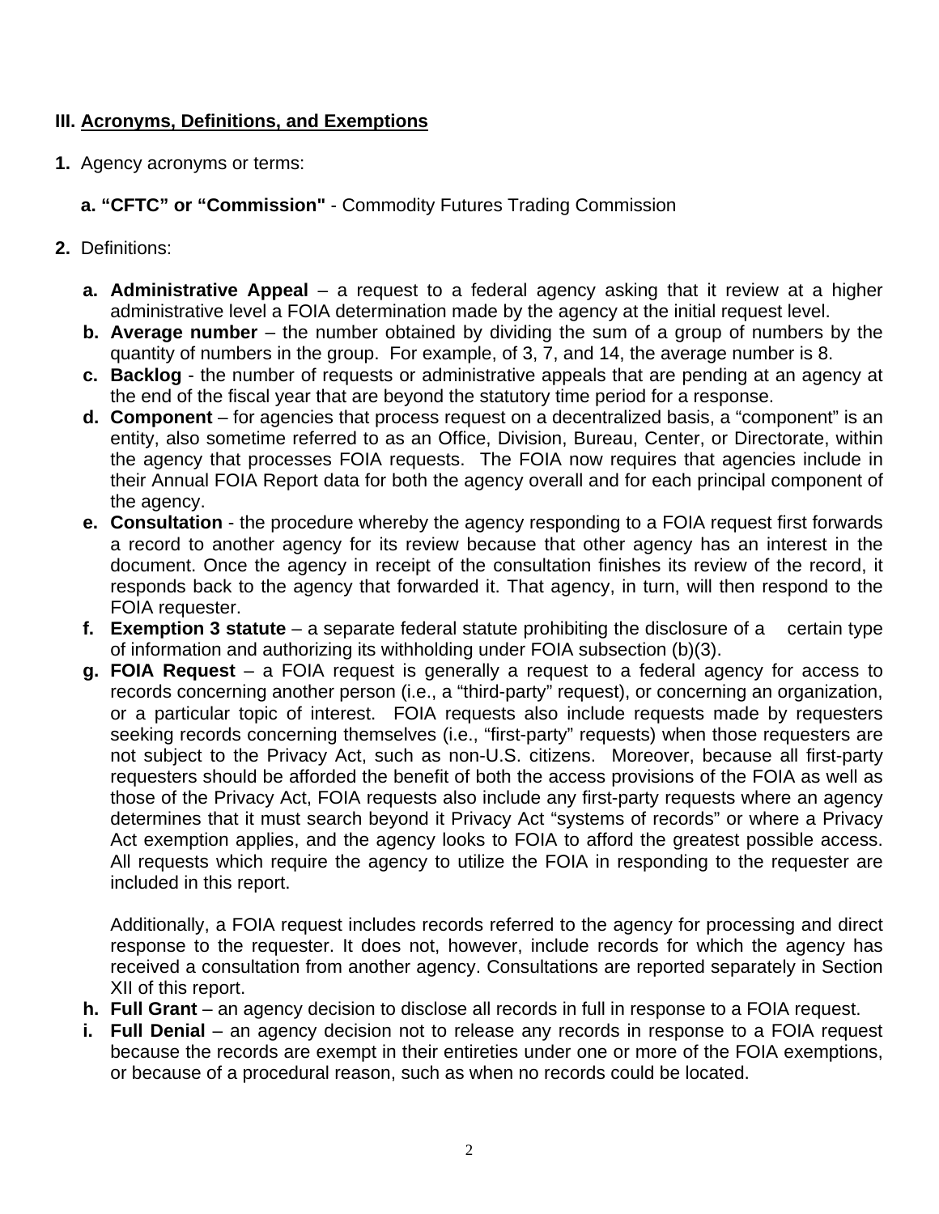## III. Acronyms, Definitions, and Exemptions

**1.** Agency acronyms or terms:

**a. "CFTC" or "Commission"** - Commodity Futures Trading Commission

**2.** Definitions:

- **a. Administrative Appeal** – a request to a federal agency asking that it review at a higher administrative level a FOIA determination made by the agency at the initial request level.
- **b. Average number** – the number obtained by dividing the sum of a group of numbers by the quantity of numbers in the group. For example, of 3, 7, and 14, the average number is 8.
- **c. Backlog** - the number of requests or administrative appeals that are pending at an agency at the end of the fiscal year that are beyond the statutory time period for a response.
- **d. Component** – for agencies that process request on a decentralized basis, a "component" is an entity, also sometime referred to as an Office, Division, Bureau, Center, or Directorate, within the agency that processes FOIA requests. The FOIA now requires that agencies include in their Annual FOIA Report data for both the agency overall and for each principal component of the agency.
- **e. Consultation** - the procedure whereby the agency responding to a FOIA request first forwards a record to another agency for its review because that other agency has an interest in the document. Once the agency in receipt of the consultation finishes its review of the record, it responds back to the agency that forwarded it. That agency, in turn, will then respond to the FOIA requester.
- **f. Exemption 3 statute** – a separate federal statute prohibiting the disclosure of a certain type of information and authorizing its withholding under FOIA subsection (b)(3).
- **g. FOIA Request** – a FOIA request is generally a request to a federal agency for access to records concerning another person (i.e., a "third-party" request), or concerning an organization, or a particular topic of interest. FOIA requests also include requests made by requesters seeking records concerning themselves (i.e., "first-party" requests) when those requesters are not subject to the Privacy Act, such as non-U.S. citizens. Moreover, because all first-party requesters should be afforded the benefit of both the access provisions of the FOIA as well as those of the Privacy Act, FOIA requests also include any first-party requests where an agency determines that it must search beyond it Privacy Act "systems of records" or where a Privacy Act exemption applies, and the agency looks to FOIA to afford the greatest possible access. All requests which require the agency to utilize the FOIA in responding to the requester are included in this report.

  Additionally, a FOIA request includes records referred to the agency for processing and direct response to the requester. It does not, however, include records for which the agency has received a consultation from another agency. Consultations are reported separately in Section XII of this report.
- **h. Full Grant** – an agency decision to disclose all records in full in response to a FOIA request.
- **i. Full Denial** – an agency decision not to release any records in response to a FOIA request because the records are exempt in their entireties under one or more of the FOIA exemptions, or because of a procedural reason, such as when no records could be located.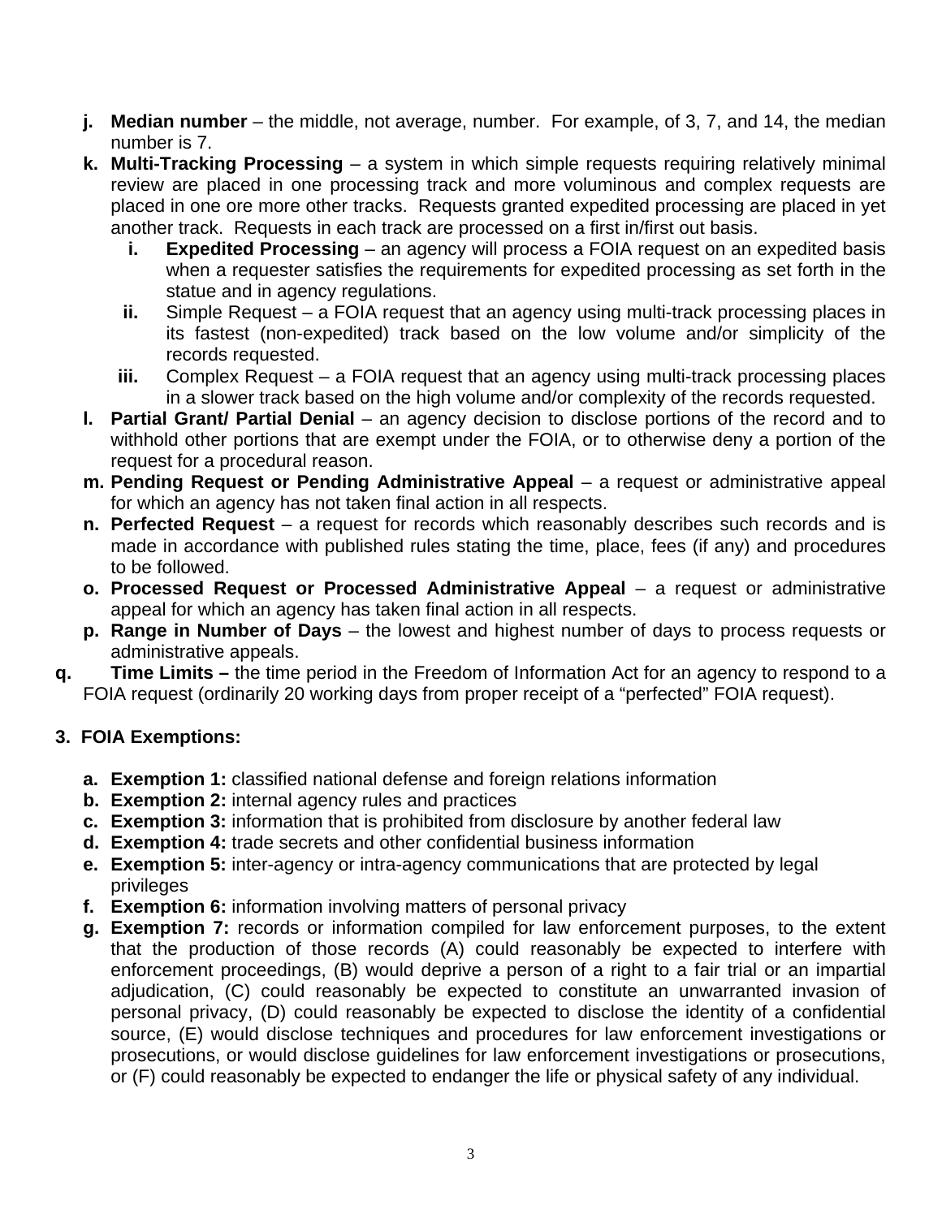j. **Median number** – the middle, not average, number. For example, of 3, 7, and 14, the median number is 7.

k. **Multi-Tracking Processing** – a system in which simple requests requiring relatively minimal review are placed in one processing track and more voluminous and complex requests are placed in one ore more other tracks. Requests granted expedited processing are placed in yet another track. Requests in each track are processed on a first in/first out basis.

   i. **Expedited Processing** – an agency will process a FOIA request on an expedited basis when a requester satisfies the requirements for expedited processing as set forth in the statue and in agency regulations.

   ii. Simple Request – a FOIA request that an agency using multi-track processing places in its fastest (non-expedited) track based on the low volume and/or simplicity of the records requested.

   iii. Complex Request – a FOIA request that an agency using multi-track processing places in a slower track based on the high volume and/or complexity of the records requested.

l. **Partial Grant/ Partial Denial** – an agency decision to disclose portions of the record and to withhold other portions that are exempt under the FOIA, or to otherwise deny a portion of the request for a procedural reason.

m. **Pending Request or Pending Administrative Appeal** – a request or administrative appeal for which an agency has not taken final action in all respects.

n. **Perfected Request** – a request for records which reasonably describes such records and is made in accordance with published rules stating the time, place, fees (if any) and procedures to be followed.

o. **Processed Request or Processed Administrative Appeal** – a request or administrative appeal for which an agency has taken final action in all respects.

p. **Range in Number of Days** – the lowest and highest number of days to process requests or administrative appeals.

q. **Time Limits –** the time period in the Freedom of Information Act for an agency to respond to a FOIA request (ordinarily 20 working days from proper receipt of a "perfected" FOIA request).

**3. FOIA Exemptions:**

a. **Exemption 1:** classified national defense and foreign relations information

b. **Exemption 2:** internal agency rules and practices

c. **Exemption 3:** information that is prohibited from disclosure by another federal law

d. **Exemption 4:** trade secrets and other confidential business information

e. **Exemption 5:** inter-agency or intra-agency communications that are protected by legal privileges

f. **Exemption 6:** information involving matters of personal privacy

g. **Exemption 7:** records or information compiled for law enforcement purposes, to the extent that the production of those records (A) could reasonably be expected to interfere with enforcement proceedings, (B) would deprive a person of a right to a fair trial or an impartial adjudication, (C) could reasonably be expected to constitute an unwarranted invasion of personal privacy, (D) could reasonably be expected to disclose the identity of a confidential source, (E) would disclose techniques and procedures for law enforcement investigations or prosecutions, or would disclose guidelines for law enforcement investigations or prosecutions, or (F) could reasonably be expected to endanger the life or physical safety of any individual.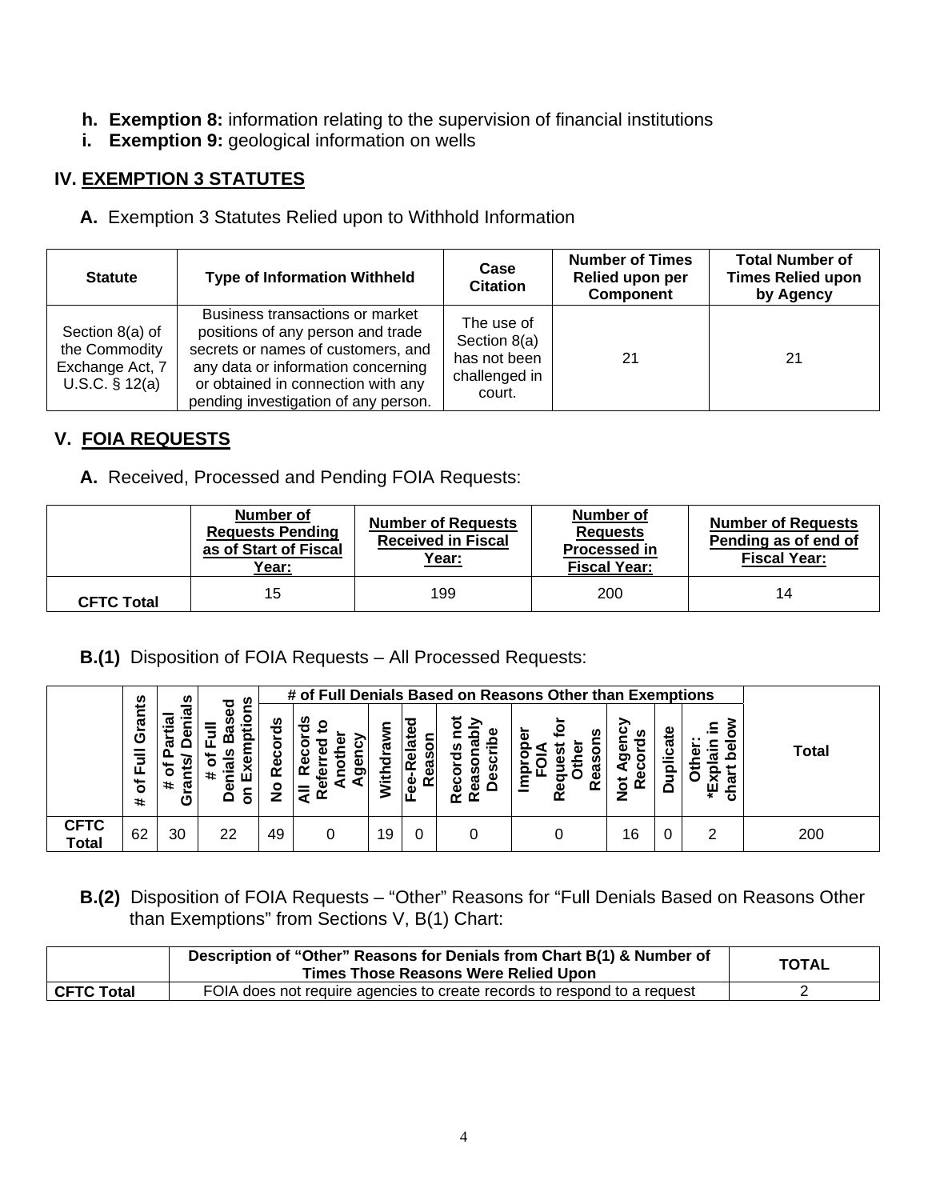- **h. Exemption 8:** information relating to the supervision of financial institutions
- **i. Exemption 9:** geological information on wells

## IV. EXEMPTION 3 STATUTES

**A.** Exemption 3 Statutes Relied upon to Withhold Information

| Statute | Type of Information Withheld | Case Citation | Number of Times Relied upon per Component | Total Number of Times Relied upon by Agency |
|---|---|---|---|---|
| Section 8(a) of the Commodity Exchange Act, 7 U.S.C. § 12(a) | Business transactions or market positions of any person and trade secrets or names of customers, and any data or information concerning or obtained in connection with any pending investigation of any person. | The use of Section 8(a) has not been challenged in court. | 21 | 21 |

## V. FOIA REQUESTS

**A.** Received, Processed and Pending FOIA Requests:

| | Number of Requests Pending as of Start of Fiscal Year: | Number of Requests Received in Fiscal Year: | Number of Requests Processed in Fiscal Year: | Number of Requests Pending as of end of Fiscal Year: |
|---|---|---|---|---|
| **CFTC Total** | 15 | 199 | 200 | 14 |

**B.(1)** Disposition of FOIA Requests – All Processed Requests:

| | # of Full Grants | # of Partial Grants/ Denials | # of Full Denials Based on Exemptions | # of Full Denials Based on Reasons Other than Exemptions | | | | | | | | | Total |
|---|---|---|---|---|---|---|---|---|---|---|---|---|---|
| | | | | No Records | All Records Referred to Another Agency | Withdrawn | Fee-Related Reason | Records not Reasonably Describe | Improper FOIA Request for Other Reasons | Not Agency Records | Duplicate | Other: *Explain in chart below | |
| **CFTC Total** | 62 | 30 | 22 | 49 | 0 | 19 | 0 | 0 | 0 | 16 | 0 | 2 | 200 |

**B.(2)** Disposition of FOIA Requests – "Other" Reasons for "Full Denials Based on Reasons Other than Exemptions" from Sections V, B(1) Chart:

| | Description of "Other" Reasons for Denials from Chart B(1) & Number of Times Those Reasons Were Relied Upon | TOTAL |
|---|---|---|
| **CFTC Total** | FOIA does not require agencies to create records to respond to a request | 2 |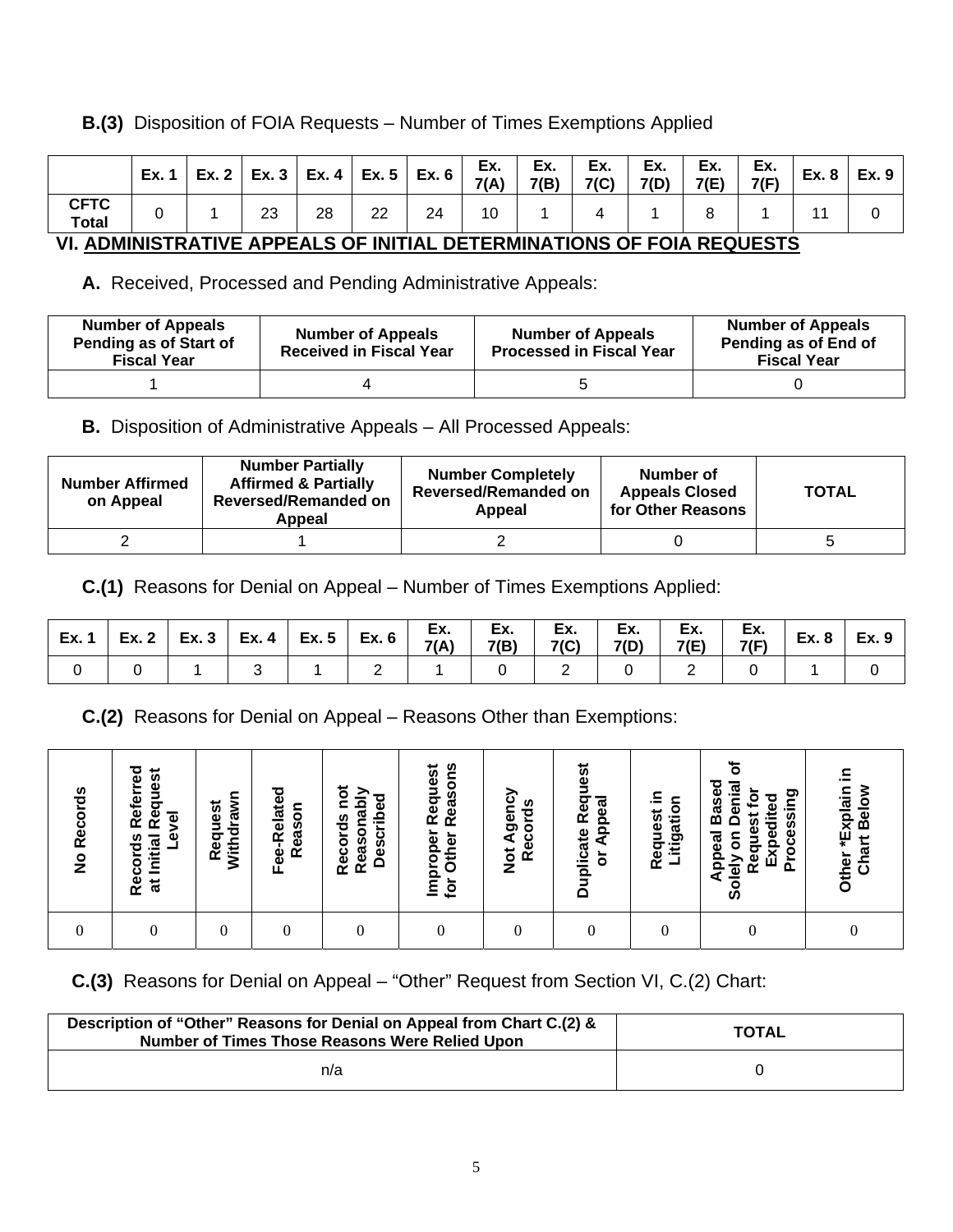**B.(3)** Disposition of FOIA Requests – Number of Times Exemptions Applied

| | Ex. 1 | Ex. 2 | Ex. 3 | Ex. 4 | Ex. 5 | Ex. 6 | Ex. 7(A) | Ex. 7(B) | Ex. 7(C) | Ex. 7(D) | Ex. 7(E) | Ex. 7(F) | Ex. 8 | Ex. 9 |
|---|---|---|---|---|---|---|---|---|---|---|---|---|---|---|
| **CFTC Total** | 0 | 1 | 23 | 28 | 22 | 24 | 10 | 1 | 4 | 1 | 8 | 1 | 11 | 0 |

## VI. ADMINISTRATIVE APPEALS OF INITIAL DETERMINATIONS OF FOIA REQUESTS

**A.** Received, Processed and Pending Administrative Appeals:

| Number of Appeals Pending as of Start of Fiscal Year | Number of Appeals Received in Fiscal Year | Number of Appeals Processed in Fiscal Year | Number of Appeals Pending as of End of Fiscal Year |
|---|---|---|---|
| 1 | 4 | 5 | 0 |

**B.** Disposition of Administrative Appeals – All Processed Appeals:

| Number Affirmed on Appeal | Number Partially Affirmed & Partially Reversed/Remanded on Appeal | Number Completely Reversed/Remanded on Appeal | Number of Appeals Closed for Other Reasons | TOTAL |
|---|---|---|---|---|
| 2 | 1 | 2 | 0 | 5 |

**C.(1)** Reasons for Denial on Appeal – Number of Times Exemptions Applied:

| Ex. 1 | Ex. 2 | Ex. 3 | Ex. 4 | Ex. 5 | Ex. 6 | Ex. 7(A) | Ex. 7(B) | Ex. 7(C) | Ex. 7(D) | Ex. 7(E) | Ex. 7(F) | Ex. 8 | Ex. 9 |
|---|---|---|---|---|---|---|---|---|---|---|---|---|---|
| 0 | 0 | 1 | 3 | 1 | 2 | 1 | 0 | 2 | 0 | 2 | 0 | 1 | 0 |

**C.(2)** Reasons for Denial on Appeal – Reasons Other than Exemptions:

| No Records | Records Referred at Initial Request Level | Request Withdrawn | Fee-Related Reason | Records not Reasonably Described | Improper Request for Other Reasons | Not Agency Records | Duplicate Request or Appeal | Request in Litigation | Appeal Based Solely on Denial of Request for Expedited Processing | Other *Explain in Chart Below |
|---|---|---|---|---|---|---|---|---|---|---|
| 0 | 0 | 0 | 0 | 0 | 0 | 0 | 0 | 0 | 0 | 0 |

**C.(3)** Reasons for Denial on Appeal – "Other" Request from Section VI, C.(2) Chart:

| Description of "Other" Reasons for Denial on Appeal from Chart C.(2) & Number of Times Those Reasons Were Relied Upon | TOTAL |
|---|---|
| n/a | 0 |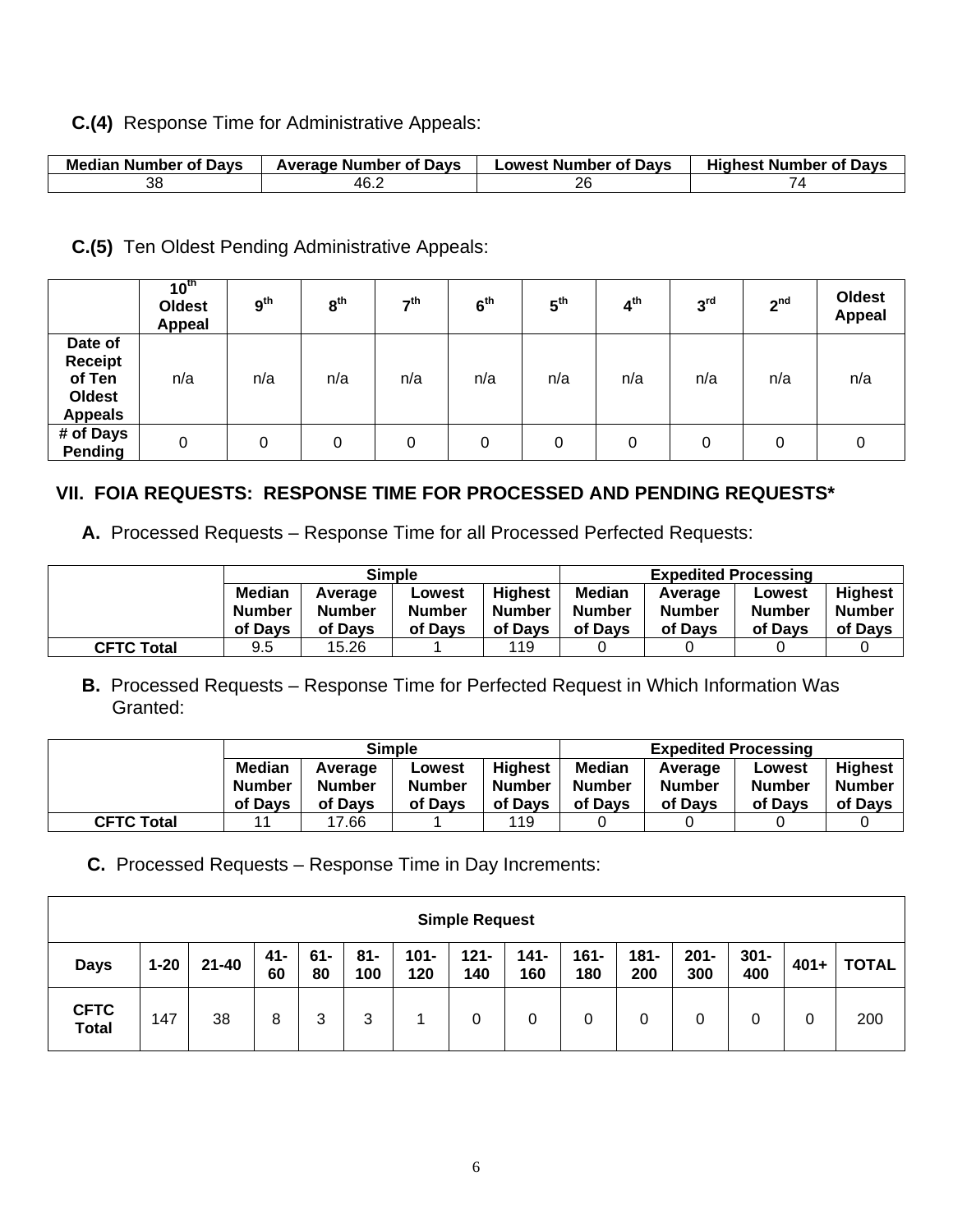**C.(4)** Response Time for Administrative Appeals:

| Median Number of Days | Average Number of Days | Lowest Number of Days | Highest Number of Days |
|---|---|---|---|
| 38 | 46.2 | 26 | 74 |

**C.(5)** Ten Oldest Pending Administrative Appeals:

| | 10th Oldest Appeal | 9th | 8th | 7th | 6th | 5th | 4th | 3rd | 2nd | Oldest Appeal |
|---|---|---|---|---|---|---|---|---|---|---|
| Date of Receipt of Ten Oldest Appeals | n/a | n/a | n/a | n/a | n/a | n/a | n/a | n/a | n/a | n/a |
| # of Days Pending | 0 | 0 | 0 | 0 | 0 | 0 | 0 | 0 | 0 | 0 |

## VII. FOIA REQUESTS: RESPONSE TIME FOR PROCESSED AND PENDING REQUESTS*

**A.** Processed Requests – Response Time for all Processed Perfected Requests:

| | Simple | | | | Expedited Processing | | | |
|---|---|---|---|---|---|---|---|---|
| | Median Number of Days | Average Number of Days | Lowest Number of Days | Highest Number of Days | Median Number of Days | Average Number of Days | Lowest Number of Days | Highest Number of Days |
| CFTC Total | 9.5 | 15.26 | 1 | 119 | 0 | 0 | 0 | 0 |

**B.** Processed Requests – Response Time for Perfected Request in Which Information Was Granted:

| | Simple | | | | Expedited Processing | | | |
|---|---|---|---|---|---|---|---|---|
| | Median Number of Days | Average Number of Days | Lowest Number of Days | Highest Number of Days | Median Number of Days | Average Number of Days | Lowest Number of Days | Highest Number of Days |
| CFTC Total | 11 | 17.66 | 1 | 119 | 0 | 0 | 0 | 0 |

**C.** Processed Requests – Response Time in Day Increments:

| Simple Request | | | | | | | | | | | | | | |
|---|---|---|---|---|---|---|---|---|---|---|---|---|---|---|
| Days | 1-20 | 21-40 | 41-60 | 61-80 | 81-100 | 101-120 | 121-140 | 141-160 | 161-180 | 181-200 | 201-300 | 301-400 | 401+ | TOTAL |
| CFTC Total | 147 | 38 | 8 | 3 | 3 | 1 | 0 | 0 | 0 | 0 | 0 | 0 | 0 | 200 |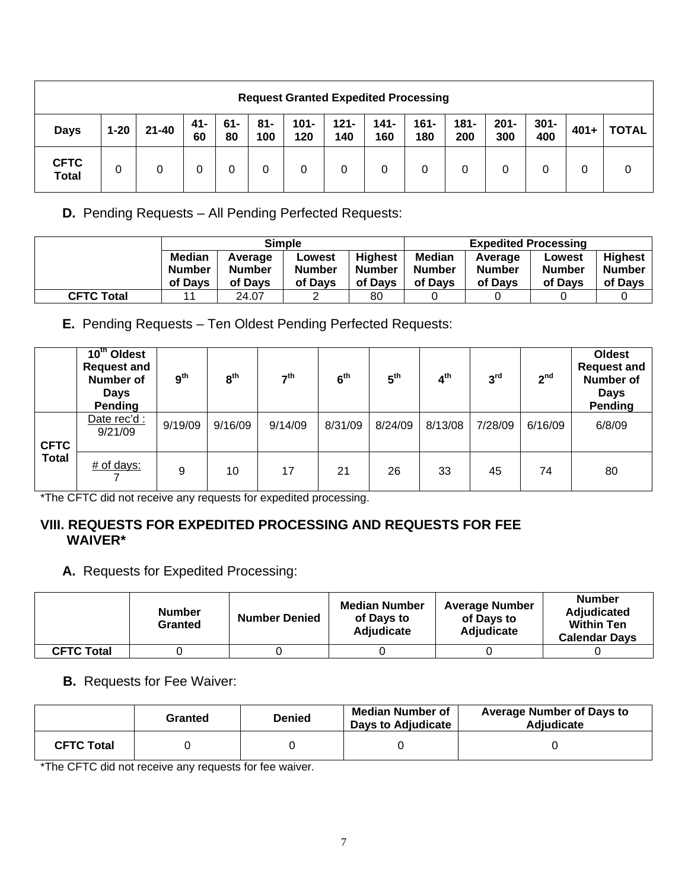| Request Granted Expedited Processing | | | | | | | | | | | | | | |
|---|---|---|---|---|---|---|---|---|---|---|---|---|---|---|
| **Days** | **1-20** | **21-40** | **41-60** | **61-80** | **81-100** | **101-120** | **121-140** | **141-160** | **161-180** | **181-200** | **201-300** | **301-400** | **401+** | **TOTAL** |
| **CFTC Total** | 0 | 0 | 0 | 0 | 0 | 0 | 0 | 0 | 0 | 0 | 0 | 0 | 0 | 0 |

**D.** Pending Requests – All Pending Perfected Requests:

| | Simple | | | | Expedited Processing | | | |
|---|---|---|---|---|---|---|---|---|
| | **Median Number of Days** | **Average Number of Days** | **Lowest Number of Days** | **Highest Number of Days** | **Median Number of Days** | **Average Number of Days** | **Lowest Number of Days** | **Highest Number of Days** |
| **CFTC Total** | 11 | 24.07 | 2 | 80 | 0 | 0 | 0 | 0 |

**E.** Pending Requests – Ten Oldest Pending Perfected Requests:

| | 10th Oldest Request and Number of Days Pending | 9th | 8th | 7th | 6th | 5th | 4th | 3rd | 2nd | Oldest Request and Number of Days Pending |
|---|---|---|---|---|---|---|---|---|---|---|
| **CFTC Total** | Date rec'd : 9/21/09 | 9/19/09 | 9/16/09 | 9/14/09 | 8/31/09 | 8/24/09 | 8/13/08 | 7/28/09 | 6/16/09 | 6/8/09 |
| | # of days: 7 | 9 | 10 | 17 | 21 | 26 | 33 | 45 | 74 | 80 |

*The CFTC did not receive any requests for expedited processing.

## VIII. REQUESTS FOR EXPEDITED PROCESSING AND REQUESTS FOR FEE WAIVER*

**A.** Requests for Expedited Processing:

| | Number Granted | Number Denied | Median Number of Days to Adjudicate | Average Number of Days to Adjudicate | Number Adjudicated Within Ten Calendar Days |
|---|---|---|---|---|---|
| **CFTC Total** | 0 | 0 | 0 | 0 | 0 |

**B.** Requests for Fee Waiver:

| | Granted | Denied | Median Number of Days to Adjudicate | Average Number of Days to Adjudicate |
|---|---|---|---|---|
| **CFTC Total** | 0 | 0 | 0 | 0 |

*The CFTC did not receive any requests for fee waiver.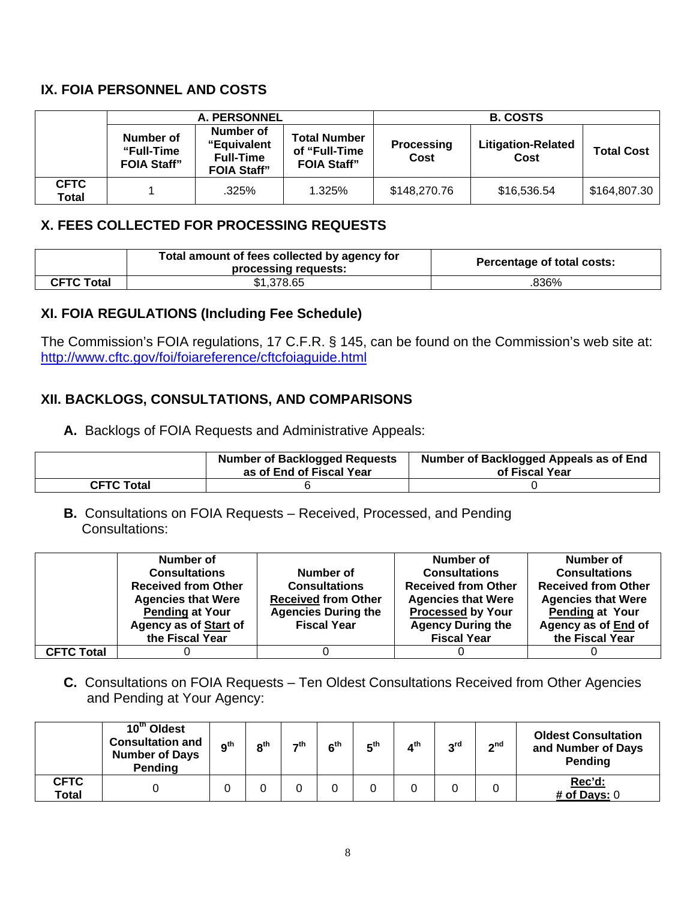## IX. FOIA PERSONNEL AND COSTS

| | A. PERSONNEL | | | B. COSTS | | |
|---|---|---|---|---|---|---|
| | Number of "Full-Time FOIA Staff" | Number of "Equivalent Full-Time FOIA Staff" | Total Number of "Full-Time FOIA Staff" | Processing Cost | Litigation-Related Cost | Total Cost |
| **CFTC Total** | 1 | .325% | 1.325% | $148,270.76 | $16,536.54 | $164,807.30 |

## X. FEES COLLECTED FOR PROCESSING REQUESTS

| | Total amount of fees collected by agency for processing requests: | Percentage of total costs: |
|---|---|---|
| **CFTC Total** | $1,378.65 | .836% |

## XI. FOIA REGULATIONS (Including Fee Schedule)

The Commission's FOIA regulations, 17 C.F.R. § 145, can be found on the Commission's web site at: http://www.cftc.gov/foi/foiareference/cftcfoiaguide.html

## XII. BACKLOGS, CONSULTATIONS, AND COMPARISONS

**A.** Backlogs of FOIA Requests and Administrative Appeals:

| | Number of Backlogged Requests as of End of Fiscal Year | Number of Backlogged Appeals as of End of Fiscal Year |
|---|---|---|
| **CFTC Total** | 6 | 0 |

**B.** Consultations on FOIA Requests – Received, Processed, and Pending Consultations:

| | Number of Consultations Received from Other Agencies that Were Pending at Your Agency as of Start of the Fiscal Year | Number of Consultations Received from Other Agencies During the Fiscal Year | Number of Consultations Received from Other Agencies that Were Processed by Your Agency During the Fiscal Year | Number of Consultations Received from Other Agencies that Were Pending at Your Agency as of End of the Fiscal Year |
|---|---|---|---|---|
| **CFTC Total** | 0 | 0 | 0 | 0 |

**C.** Consultations on FOIA Requests – Ten Oldest Consultations Received from Other Agencies and Pending at Your Agency:

| | 10th Oldest Consultation and Number of Days Pending | 9th | 8th | 7th | 6th | 5th | 4th | 3rd | 2nd | Oldest Consultation and Number of Days Pending |
|---|---|---|---|---|---|---|---|---|---|---|
| **CFTC Total** | 0 | 0 | 0 | 0 | 0 | 0 | 0 | 0 | 0 | Rec'd: # of Days: 0 |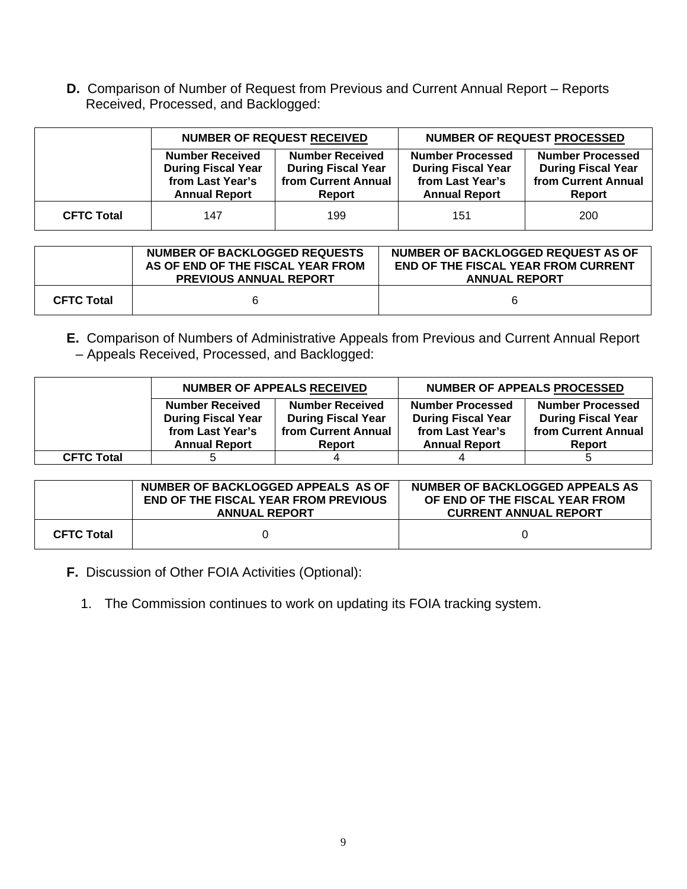**D.** Comparison of Number of Request from Previous and Current Annual Report – Reports Received, Processed, and Backlogged:

| | NUMBER OF REQUEST RECEIVED | | NUMBER OF REQUEST PROCESSED | |
|---|---|---|---|---|
| | **Number Received During Fiscal Year from Last Year's Annual Report** | **Number Received During Fiscal Year from Current Annual Report** | **Number Processed During Fiscal Year from Last Year's Annual Report** | **Number Processed During Fiscal Year from Current Annual Report** |
| **CFTC Total** | 147 | 199 | 151 | 200 |

| | NUMBER OF BACKLOGGED REQUESTS AS OF END OF THE FISCAL YEAR FROM PREVIOUS ANNUAL REPORT | NUMBER OF BACKLOGGED REQUEST AS OF END OF THE FISCAL YEAR FROM CURRENT ANNUAL REPORT |
|---|---|---|
| **CFTC Total** | 6 | 6 |

**E.** Comparison of Numbers of Administrative Appeals from Previous and Current Annual Report – Appeals Received, Processed, and Backlogged:

| | NUMBER OF APPEALS RECEIVED | | NUMBER OF APPEALS PROCESSED | |
|---|---|---|---|---|
| | **Number Received During Fiscal Year from Last Year's Annual Report** | **Number Received During Fiscal Year from Current Annual Report** | **Number Processed During Fiscal Year from Last Year's Annual Report** | **Number Processed During Fiscal Year from Current Annual Report** |
| **CFTC Total** | 5 | 4 | 4 | 5 |

| | NUMBER OF BACKLOGGED APPEALS AS OF END OF THE FISCAL YEAR FROM PREVIOUS ANNUAL REPORT | NUMBER OF BACKLOGGED APPEALS AS OF END OF THE FISCAL YEAR FROM CURRENT ANNUAL REPORT |
|---|---|---|
| **CFTC Total** | 0 | 0 |

**F.** Discussion of Other FOIA Activities (Optional):

1. The Commission continues to work on updating its FOIA tracking system.